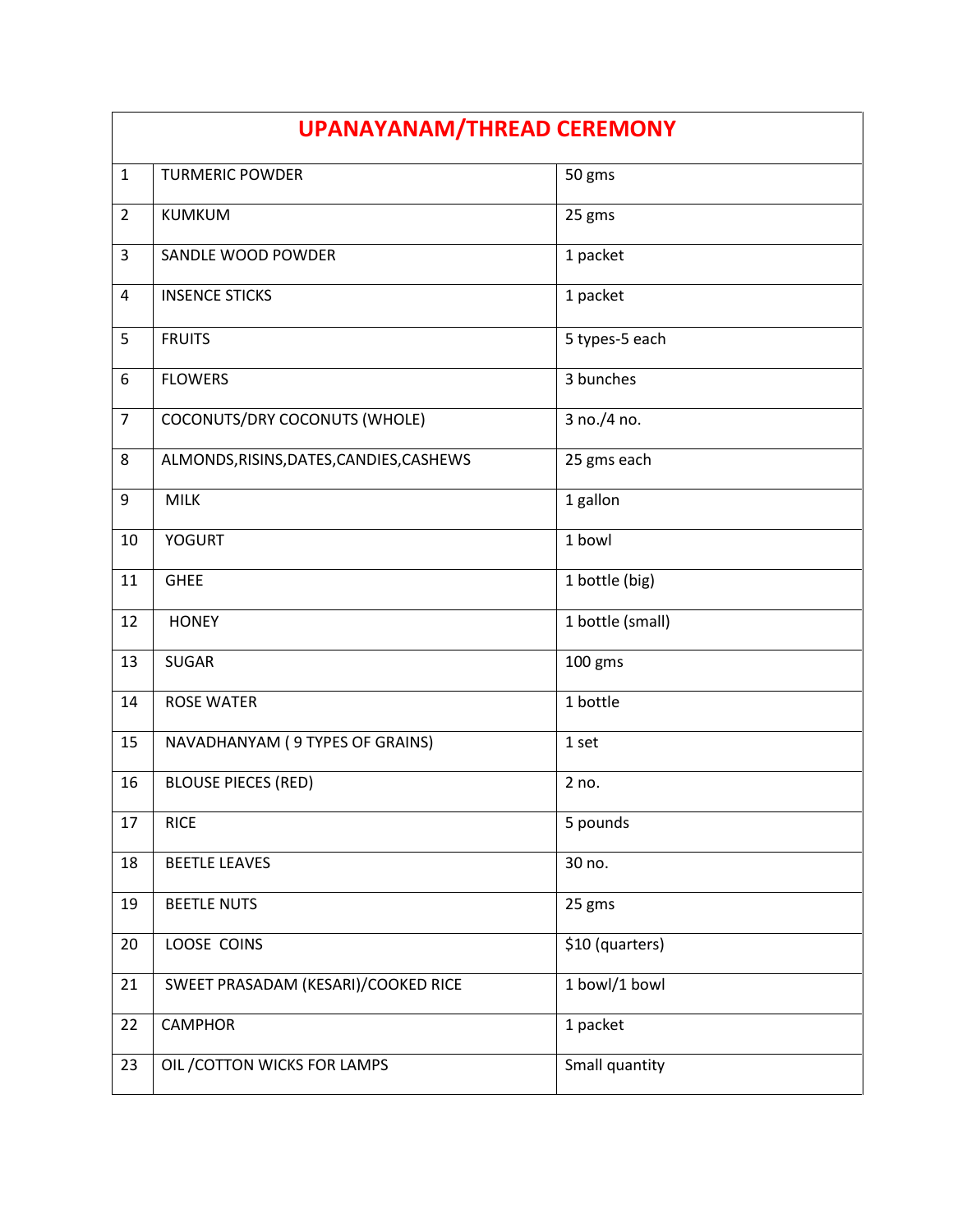# UPANAYANAM/THREAD CEREMONY

| | | |
|---|---|---|
| 1 | TURMERIC POWDER | 50 gms |
| 2 | KUMKUM | 25 gms |
| 3 | SANDLE WOOD POWDER | 1 packet |
| 4 | INSENCE STICKS | 1 packet |
| 5 | FRUITS | 5 types-5 each |
| 6 | FLOWERS | 3 bunches |
| 7 | COCONUTS/DRY COCONUTS (WHOLE) | 3 no./4 no. |
| 8 | ALMONDS,RISINS,DATES,CANDIES,CASHEWS | 25 gms each |
| 9 | MILK | 1 gallon |
| 10 | YOGURT | 1 bowl |
| 11 | GHEE | 1 bottle (big) |
| 12 | HONEY | 1 bottle (small) |
| 13 | SUGAR | 100 gms |
| 14 | ROSE WATER | 1 bottle |
| 15 | NAVADHANYAM ( 9 TYPES OF GRAINS) | 1 set |
| 16 | BLOUSE PIECES (RED) | 2 no. |
| 17 | RICE | 5 pounds |
| 18 | BEETLE LEAVES | 30 no. |
| 19 | BEETLE NUTS | 25 gms |
| 20 | LOOSE COINS | $10 (quarters) |
| 21 | SWEET PRASADAM (KESARI)/COOKED RICE | 1 bowl/1 bowl |
| 22 | CAMPHOR | 1 packet |
| 23 | OIL /COTTON WICKS FOR LAMPS | Small quantity |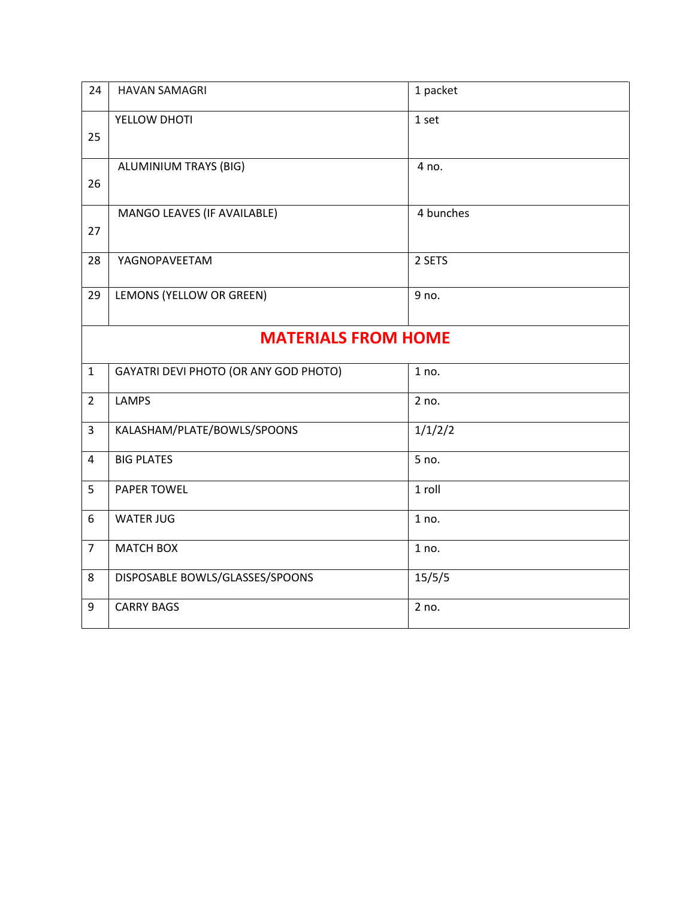| | | |
|---|---|---|
| 24 | HAVAN SAMAGRI | 1 packet |
| 25 | YELLOW DHOTI | 1 set |
| 26 | ALUMINIUM TRAYS (BIG) | 4 no. |
| 27 | MANGO LEAVES (IF AVAILABLE) | 4 bunches |
| 28 | YAGNOPAVEETAM | 2 SETS |
| 29 | LEMONS (YELLOW OR GREEN) | 9 no. |
| | **MATERIALS FROM HOME** | |
| 1 | GAYATRI DEVI PHOTO (OR ANY GOD PHOTO) | 1 no. |
| 2 | LAMPS | 2 no. |
| 3 | KALASHAM/PLATE/BOWLS/SPOONS | 1/1/2/2 |
| 4 | BIG PLATES | 5 no. |
| 5 | PAPER TOWEL | 1 roll |
| 6 | WATER JUG | 1 no. |
| 7 | MATCH BOX | 1 no. |
| 8 | DISPOSABLE BOWLS/GLASSES/SPOONS | 15/5/5 |
| 9 | CARRY BAGS | 2 no. |